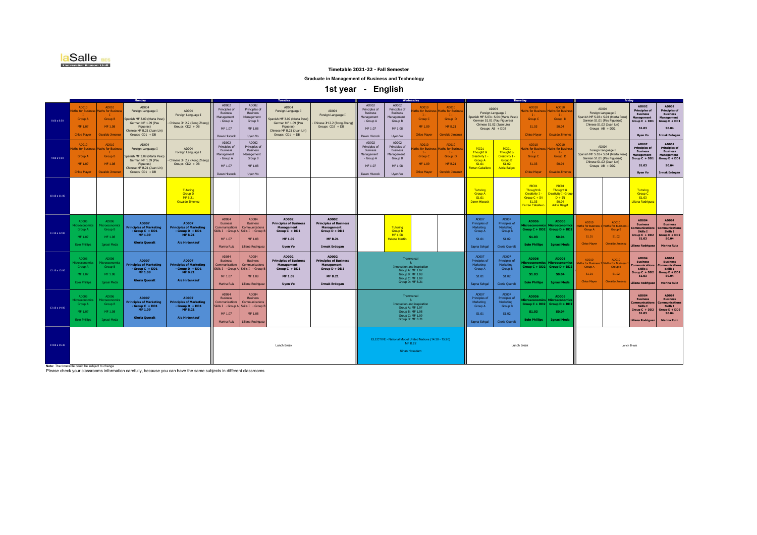laSalle BES
Universitat Ramon Llull

**Timetable 2021-22 - Fall Semester**

**Graduate in Management of Business and Technology**

# 1st year - English

| | Monday | | | | Tuesday | | | | Wednesday | | | | Thursday | | | | Friday | | | |
|---|---|---|---|---|---|---|---|---|---|---|---|---|---|---|---|---|---|---|---|---|
| 8:00 a 8:50 | AD010 Maths for Business I Group A MF 1.07 Chloe Mayer | AD010 Maths for Business I Group B MF 1.08 Osvaldo Jimenez | AD004 Foreign Language I Spanish MF 3.09 (Marta Peso) German MF 1.09 (Pau Figueras) Chinese MF B.21 (Juan Lin) Groups CD1 + DB | AD004 Foreign Language I - Chinese JH 2.2 (Rong Zhang) Groups CD2 + DB | AD002 Principles of Business Management - Group A MF 1.07 Dawn Hiscock | AD002 Principles of Business Management Group B MF 1.08 Uyen Vo | AD004 Foreign Language I Spanish MF 3.09 (Marta Peso) German MF 1.09 (Pau Figueras) Chinese MF B.21 (Juan Lin) Groups CD1 + DB | AD004 Foreign Language I - Chinese JH 2.2 (Rong Zhang) Groups CD2 + DB | AD002 Principles of Business Management - Group A MF 1.07 Dawn Hiscock | AD002 Principles of Business Management Group B MF 1.08 Uyen Vo | AD010 Maths for Business I - Group C MF 1.09 Chloe Mayer | AD010 Maths for Business I - Group D MF B.21 Osvaldo Jimenez | AD004 Foreign Language I Spanish MF S.03+ S.04 (Marta Peso) German S1.01 (Pau Figueras) Chinese S1.02 (Juan Lin) Groups AB + DD2 | | AD010 Maths for Business I - Group C S1.03 Chloe Mayer | AD010 Maths for Business I - Group D S0.04 Osvaldo Jimenez | AD004 Foreign Language I Spanish MF S.03+ S.04 (Marta Peso) German S1.01 (Pau Figueras) Chinese S1.02 (Juan Lin) Groups AB + DD2 | | **AD002 Principles of Business Management Group C + DD1 S1.03 Uyen Vo** | **AD002 Principles of Business Management Group D + DD1 S0.04 Irmak Erdogan** |
| 9:00 a 9:50 | AD010 Maths for Business I Group A MF 1.07 Chloe Mayer | AD010 Maths for Business I Group B MF 1.08 Osvaldo Jimenez | AD004 Foreign Language I Spanish MF 3.09 (Marta Peso) German MF 1.09 (Pau Figueras) Chinese MF B.21 (Juan Lin) Groups CD1 + DB | AD004 Foreign Language I - Chinese JH 2.2 (Rong Zhang) Groups CD2 + DB | AD002 Principles of Business Management - Group A MF 1.07 Dawn Hiscock | AD002 Principles of Business Management Group B MF 1.08 Uyen Vo | | | AD002 Principles of Business Management - Group A MF 1.07 Dawn Hiscock | AD002 Principles of Business Management Group B MF 1.08 Uyen Vo | AD010 Maths for Business I - Group C MF 1.09 Chloe Mayer | AD010 Maths for Business I - Group D MF B.21 Osvaldo Jimenez | PIC01 Thought & Creativity I - Group A S1.01 Ferran Caballero | PIC01 Thought & Creativity I - Group B S1.02 Adria Baiget | AD010 Maths for Business I - Group C S1.03 Chloe Mayer | AD010 Maths for Business I - Group D S0.04 Osvaldo Jimenez | AD004 Foreign Language I Spanish MF S.03+ S.04 (Marta Peso) German S1.01 (Pau Figueras) Chinese S1.02 (Juan Lin) Groups AB + DD2 | | **AD002 Principles of Business Management Group C + DD1 S1.03 Uyen Vo** | **AD002 Principles of Business Management Group D + DD1 S0.04 Irmak Erdogan** |
| 10:10 a 11:00 | | | | Tutoring Group D MF B.21 Osvaldo Jimenez | | | | | | | | | Tutoring Group A S1.01 Dawn Hiscock | | PIC01 Thought & Creativity I - Group C + IN S1.03 Ferran Caballero | PIC01 Thought & Creativity I -Group D + IN S0.04 Adria Baiget | | | Tutoring Group C S1.03 Liliana Rodriguez | |
| 11:10 a 12:00 | AD006 Microeconomics Group A MF 1.07 Eoin Phillips | AD006 Microeconomics Group B MF 1.08 Ignasi Meda | **AD007 Principles of Marketing - Group C + DD1 MF 1.09 Gloria Queralt** | **AD007 Principles of Marketing - Group D + DD1 MF B.21 Ale Hirtenkauf** | AD084 Business Communications Skills I - Group A MF 1.07 Marina Ruiz | AD084 Business Communications Skills I - Group B MF 1.08 Liliana Rodriguez | **AD002 Principles of Business Management Group C + DD1 MF 1.09 Uyen Vo** | **AD002 Principles of Business Management Group D + DD1 MF B.21 Irmak Erdogan** | | Tutoring Group B MF 1.08 Helena Martin | | | AD007 Principles of Marketing Group A S1.01 Sapna Sehgal | AD007 Principles of Marketing Group B S1.02 Gloria Queralt | **AD006 Microeconomics Group C + DD2 S1.03 Eoin Phillips** | **AD006 Microeconomics Group D + DD2 S0.04 Ignasi Meda** | AD010 Maths for Business I Group A S1.01 Chloe Mayer | AD010 Maths for Business I Group B S1.02 Osvaldo Jimenez | **AD084 Business Communications Skills I Group C + DD2 S1.03 Liliana Rodriguez** | **AD084 Business Communications Skills I Group D + DD2 S0.04 Marina Ruiz** |
| 12:10 a 13:00 | AD006 Microeconomics Group A MF 1.07 Eoin Phillips | AD006 Microeconomics Group B MF 1.08 Ignasi Meda | **AD007 Principles of Marketing - Group C + DD1 MF 1.09 Gloria Queralt** | **AD007 Principles of Marketing - Group D + DD1 MF B.21 Ale Hirtenkauf** | AD084 Business Communications Skills I - Group A MF 1.07 Marina Ruiz | AD084 Business Communications Skills I - Group B MF 1.08 Liliana Rodriguez | **AD002 Principles of Business Management Group C + DD1 MF 1.09 Uyen Vo** | **AD002 Principles of Business Management Group D + DD1 MF B.21 Irmak Erdogan** | Transversal & Innovation and inspiration Group A: MF 1.07 Group B: MF 1.08 Group C: MF 1.09 Group D: MF B.21 | | | | AD007 Principles of Marketing Group A S1.01 Sapna Sehgal | AD007 Principles of Marketing Group B S1.02 Gloria Queralt | **AD006 Microeconomics Group C + DD2 S1.03 Eoin Phillips** | **AD006 Microeconomics Group D + DD2 S0.04 Ignasi Meda** | AD010 Maths for Business I Group A S1.01 Chloe Mayer | AD010 Maths for Business I Group B S1.02 Osvaldo Jimenez | **AD084 Business Communications Skills I Group C + DD2 S1.03 Liliana Rodriguez** | **AD084 Business Communications Skills I Group D + DD2 S0.04 Marina Ruiz** |
| 13:10 a 14:00 | AD006 Microeconomics Group A MF 1.07 Eoin Phillips | AD006 Microeconomics Group B MF 1.08 Ignasi Meda | **AD007 Principles of Marketing - Group C + DD1 MF 1.09 Gloria Queralt** | **AD007 Principles of Marketing - Group D + DD1 MF B.21 Ale Hirtenkauf** | AD084 Business Communications Skills I - Group A MF 1.07 Marina Ruiz | AD084 Business Communications Skills I - Group B MF 1.08 Liliana Rodriguez | | | Transversal & Innovation and inspiration Group A: MF 1.07 Group B: MF 1.08 Group C: MF 1.09 Group D: MF B.21 | | | | AD007 Principles of Marketing Group A S1.01 Sapna Sehgal | AD007 Principles of Marketing Group B S1.02 Gloria Queralt | **AD006 Microeconomics Group C + DD2 S1.03 Eoin Phillips** | **AD006 Microeconomics Group D + DD2 S0.04 Ignasi Meda** | | | **AD084 Business Communications Skills I Group C + DD2 S1.03 Liliana Rodriguez** | **AD084 Business Communications Skills I Group D + DD2 S0.04 Marina Ruiz** |
| 14:00 a 15:30 | | | | | Lunch Break | | | | ELECTIVE - National Model United Nations (14:30 - 15:20) MF B.22 Sinan Hosseini | | | | Lunch Break | | | | Lunch Break | | | |

**Note:** The timetable could be subject to change

Please check your classrooms information carefully, because you can have the same subjects in different classrooms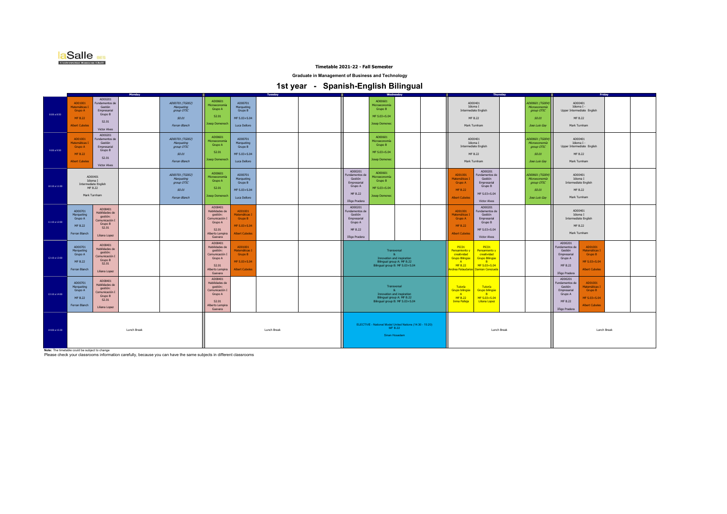laSalle BES Universitat Ramon Llull

**Timetable 2021-22 - Fall Semester**

**Graduate in Management of Business and Technology**

# 1st year - Spanish-English Bilingual

| Time | Monday | | | Tuesday | | | Wednesday | | | Thursday | | | Friday | |
|---|---|---|---|---|---|---|---|---|---|---|---|---|---|---|
| 8:00 a 8:50 | AD01001 Matemáticas I Grupo A MF B.22 Albert Cubeles | AD00201 Fundamentos de Gestión Empresarial Grupo B S2.01 Victor Alves | AD00701 (TG002) Marqueting group OTIC S0.01 Ferran Blanch | AD00601 Microeconomía Grupo A S2.01 Josep Domenech | AD00701 Marqueting Grupo B MF S.03+S.04 Luca Delloro | | | AD00601 Microeconomía Grupo B MF S.03+S.04 Josep Domenec | | AD00401 Idioma I Intermediate English MF B.22 Mark Turnham | | AD00601 (TG004) Microeconomía group OTIC S0.01 Jose Luis Gay | AD00401 Idioma I - Upper Intermediate English MF B.22 Mark Turnham | |
| 9:00 a 9:50 | AD01001 Matemáticas I Grupo A MF B.22 Albert Cubeles | AD00201 Fundamentos de Gestión Empresarial Grupo B S2.01 Victor Alves | AD00701 (TG002) Marqueting group OTIC S0.01 Ferran Blanch | AD00601 Microeconomía Grupo A S2.01 Josep Domenech | AD00701 Marqueting Grupo B MF S.03+S.04 Luca Delloro | | | AD00601 Microeconomía Grupo B MF S.03+S.04 Josep Domenec | | AD00401 Idioma I Intermediate English MF B.22 Mark Turnham | | AD00601 (TG004) Microeconomía group OTIC S0.01 Jose Luis Gay | AD00401 Idioma I - Upper Intermediate English MF B.22 Mark Turnham | |
| 10:10 a 11:00 | AD00401 Idioma I Intermediate English MF B.22 Mark Turnham | | AD00701 (TG002) Marqueting group OTIC S0.01 Ferran Blanch | AD00601 Microeconomía Grupo A S2.01 Josep Domenech | AD00701 Marqueting Grupo B MF S.03+S.04 Luca Delloro | | AD00201 Fundamentos de Gestión Empresarial Grupo A MF B.22 Iñigo Pradera | AD00601 Microeconomía Grupo B MF S.03+S.04 Josep Domenec | | AD01001 Matemáticas I Grupo A MF B.22 Albert Cubeles | AD00201 Fundamentos de Gestión Empresarial Grupo B MF S.03+S.04 Victor Alves | AD00601 (TG004) Microeconomía group OTIC S0.01 Jose Luis Gay | AD00401 Idioma I Intermediate English MF B.22 Mark Turnham | |
| 11:10 a 12:00 | AD00701 Marqueting Grupo A MF B.22 Ferran Blanch | AD08401 Habilidades de gestión: Comunicación I Grupo B S2.01 Liliana Lopez | | AD08401 Habilidades de gestión: Comunicación I Grupo A S2.01 Alberto Lempira Guevara | AD01001 Matemáticas I Grupo B MF S.03+S.04 Albert Cubeles | | AD00201 Fundamentos de Gestión Empresarial Grupo A MF B.22 Iñigo Pradera | | | AD01001 Matemáticas I Grupo A MF B.22 Albert Cubeles | AD00201 Fundamentos de Gestión Empresarial Grupo B MF S.03+S.04 Victor Alves | | AD00401 Idioma I Intermediate English MF B.22 Mark Turnham | |
| 12:10 a 13:00 | AD00701 Marqueting Grupo A MF B.22 Ferran Blanch | AD08401 Habilidades de gestión: Comunicación I Grupo B S2.01 Liliana Lopez | | AD08401 Habilidades de gestión: Comunicación I Grupo A S2.01 Alberto Lempira Guevara | AD01001 Matemáticas I Grupo B MF S.03+S.04 Albert Cubeles | | Transversal & Innovation and inspiration Bilingual group A: MF B.22 Bilingual group B: MF S.03+S.04 | | | PIC01 Pensamiento y creatividad Grupo Bilingüe A MF B.22 Andrea Palaudarias | PIC01 Pensamiento y creatividad Grupo Bilingüe B MF S.03+S.04 Damian Cenzuela | | AD00201 Fundamentos de Gestión Empresarial Grupo A MF B.22 Iñigo Pradera | AD01001 Matemáticas I Grupo B MF S.03+S.04 Albert Cubeles |
| 13:10 a 14:00 | AD00701 Marqueting Grupo A MF B.22 Ferran Blanch | AD08401 Habilidades de gestión: Comunicación I Grupo B S2.01 Liliana Lopez | | AD08401 Habilidades de gestión: Comunicación I Grupo A S2.01 Alberto Lempira Guevara | | | Transversal & Innovation and inspiration Bilingual group A: MF B.22 Bilingual group B: MF S.03+S.04 | | | Tutoría Grupo bilingüe A MF B.22 Inma Palleja | Tutoría Grupo bilingüe B MF S.03+S.04 Liliana Lopez | | AD00201 Fundamentos de Gestión Empresarial Grupo A MF B.22 Iñigo Pradera | AD01001 Matemáticas I Grupo B MF S.03+S.04 Albert Cubeles |
| 14:00 a 15:30 | Lunch Break | | | Lunch Break | | | ELECTIVE - National Model United Nations (14:30 - 15:20) MF B.22 Sinan Hosadam | | | Lunch Break | | | Lunch Break | |

**Note:** The timetable could be subject to change
Please check your classrooms information carefully, because you can have the same subjects in different classrooms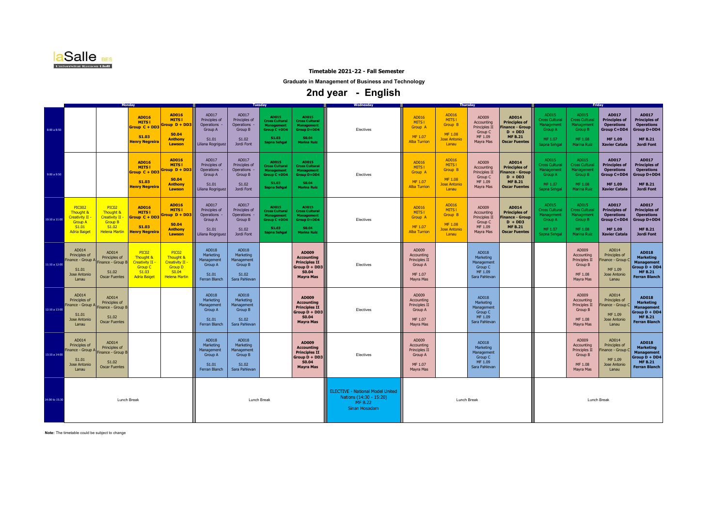laSalle BES
Universitat Ramon Llull

**Timetable 2021-22 - Fall Semester**

**Graduate in Management of Business and Technology**

## 2nd year - English

| | Monday | | | | Tuesday | | | | Wednesday | Thursday | | | | Friday | | | |
|---|---|---|---|---|---|---|---|---|---|---|---|---|---|---|---|---|---|
| 8:00 a 8:50 | | | **AD016 MITS I Group C + DD3 S1.03 Henry Negreira** | **AD016 MITS I Group D + DD3 S0.04 Anthony Lawson** | AD017 Principles of Operations - Group A S1.01 Liliana Rogriguez | AD017 Principles of Operations - Group B S1.02 Jordi Font | **AD015 Cross Cultural Management Group C +DD4 S1.03 Sapna Sehgal** | **AD015 Cross Cultural Management Group D+DD4 S0.04 Marina Ruiz** | Electives | AD016 MITS I Group A MF 1.07 Alba Turrion | AD016 MITS I Group B MF 1.08 Jose Antonio Lanau | AD009 Accounting Principles II Group C MF 1.09 Mayra Mas | **AD014 Principles of Finance - Group D + DD3 MF B.21 Oscar Fuentes** | AD015 Cross Cultural Management Group A MF 1.07 Sapna Sehgal | AD015 Cross Cultural Management Group B MF 1.08 Marina Ruiz | **AD017 Principles of Operations Group C+DD4 MF 1.09 Xavier Catala** | **AD017 Principles of Operations Group D+DD4 MF B.21 Jordi Font** |
| 9:00 a 9:50 | | | **AD016 MITS I Group C + DD3 S1.03 Henry Negreira** | **AD016 MITS I Group D + DD3 S0.04 Anthony Lawson** | AD017 Principles of Operations - Group A S1.01 Liliana Rogriguez | AD017 Principles of Operations - Group B S1.02 Jordi Font | **AD015 Cross Cultural Management Group C +DD4 S1.03 Sapna Sehgal** | **AD015 Cross Cultural Management Group D+DD4 S0.04 Marina Ruiz** | Electives | AD016 MITS I Group A MF 1.07 Alba Turrion | AD016 MITS I Group B MF 1.08 Jose Antonio Lanau | AD009 Accounting Principles II Group C MF 1.09 Mayra Mas | **AD014 Principles of Finance - Group D + DD3 MF B.21 Oscar Fuentes** | AD015 Cross Cultural Management Group A MF 1.07 Sapna Sehgal | AD015 Cross Cultural Management Group B MF 1.08 Marina Ruiz | **AD017 Principles of Operations Group C+DD4 MF 1.09 Xavier Catala** | **AD017 Principles of Operations Group D+DD4 MF B.21 Jordi Font** |
| 10:10 a 11:00 | PIC002 Thought & Creativity II - Group A S1.01 Adria Baiget | PIC02 Thought & Creativity II - Group B S1.02 Helena Martin | **AD016 MITS I Group C + DD3 S1.03 Henry Negreira** | **AD016 MITS I Group D + DD3 S0.04 Anthony Lawson** | AD017 Principles of Operations - Group A S1.01 Liliana Rogriguez | AD017 Principles of Operations - Group B S1.02 Jordi Font | **AD015 Cross Cultural Management Group C +DD4 S1.03 Sapna Sehgal** | **AD015 Cross Cultural Management Group D+DD4 S0.04 Marina Ruiz** | Electives | AD016 MITS I Group A MF 1.07 Alba Turrion | AD016 MITS I Group B MF 1.08 Jose Antonio Lanau | AD009 Accounting Principles II Group C MF 1.09 Mayra Mas | **AD014 Principles of Finance - Group D + DD3 MF B.21 Oscar Fuentes** | AD015 Cross Cultural Management Group A MF 1.07 Sapna Sehgal | AD015 Cross Cultural Management Group B MF 1.08 Marina Ruiz | **AD017 Principles of Operations Group C+DD4 MF 1.09 Xavier Catala** | **AD017 Principles of Operations Group D+DD4 MF B.21 Jordi Font** |
| 11:10 a 12:00 | AD014 Principles of Finance - Group A S1.01 Jose Antonio Lanau | AD014 Principles of Finance - Group B S1.02 Oscar Fuentes | PIC02 Thought & Creativity II - Group C S1.03 Adria Baiget | PIC02 Thought & Creativity II - Group D S0.04 Helena Martin | AD018 Marketing Management Group A S1.01 Ferran Blanch | AD018 Marketing Management Group B S1.02 Sara Pahlevan | | **AD009 Accounting Principles II Group D + DD3 S0.04 Mayra Mas** | Electives | AD009 Accounting Principles II Group A MF 1.07 Mayra Mas | | AD018 Marketing Management Group C MF 1.09 Sara Pahlevan | | | AD009 Accounting Principles II Group B MF 1.08 Mayra Mas | AD014 Principles of Finance - Group C MF 1.09 Jose Antonio Lanau | **AD018 Marketing Management Group D + DD4 MF B.21 Ferran Blanch** |
| 12:10 a 13:00 | AD014 Principles of Finance - Group A S1.01 Jose Antonio Lanau | AD014 Principles of Finance - Group B S1.02 Oscar Fuentes | | | AD018 Marketing Management Group A S1.01 Ferran Blanch | AD018 Marketing Management Group B S1.02 Sara Pahlevan | | **AD009 Accounting Principles II Group D + DD3 S0.04 Mayra Mas** | Electives | AD009 Accounting Principles II Group A MF 1.07 Mayra Mas | | AD018 Marketing Management Group C MF 1.09 Sara Pahlevan | | | AD009 Accounting Principles II Group B MF 1.08 Mayra Mas | AD014 Principles of Finance - Group C MF 1.09 Jose Antonio Lanau | **AD018 Marketing Management Group D + DD4 MF B.21 Ferran Blanch** |
| 13:10 a 14:00 | AD014 Principles of Finance - Group A S1.01 Jose Antonio Lanau | AD014 Principles of Finance - Group B S1.02 Oscar Fuentes | | | AD018 Marketing Management Group A S1.01 Ferran Blanch | AD018 Marketing Management Group B S1.02 Sara Pahlevan | | **AD009 Accounting Principles II Group D + DD3 S0.04 Mayra Mas** | Electives | AD009 Accounting Principles II Group A MF 1.07 Mayra Mas | | AD018 Marketing Management Group C MF 1.09 Sara Pahlevan | | | AD009 Accounting Principles II Group B MF 1.08 Mayra Mas | AD014 Principles of Finance - Group C MF 1.09 Jose Antonio Lanau | **AD018 Marketing Management Group D + DD4 MF B.21 Ferran Blanch** |
| 14:00 to 15:30 | Lunch Break | | | | Lunch Break | | | | ELECTIVE - National Model United Nations (14:30 - 15:20) MF B.22 Sinan Hosadam | Lunch Break | | | | Lunch Break | | | |

**Note:** The timetable could be subject to change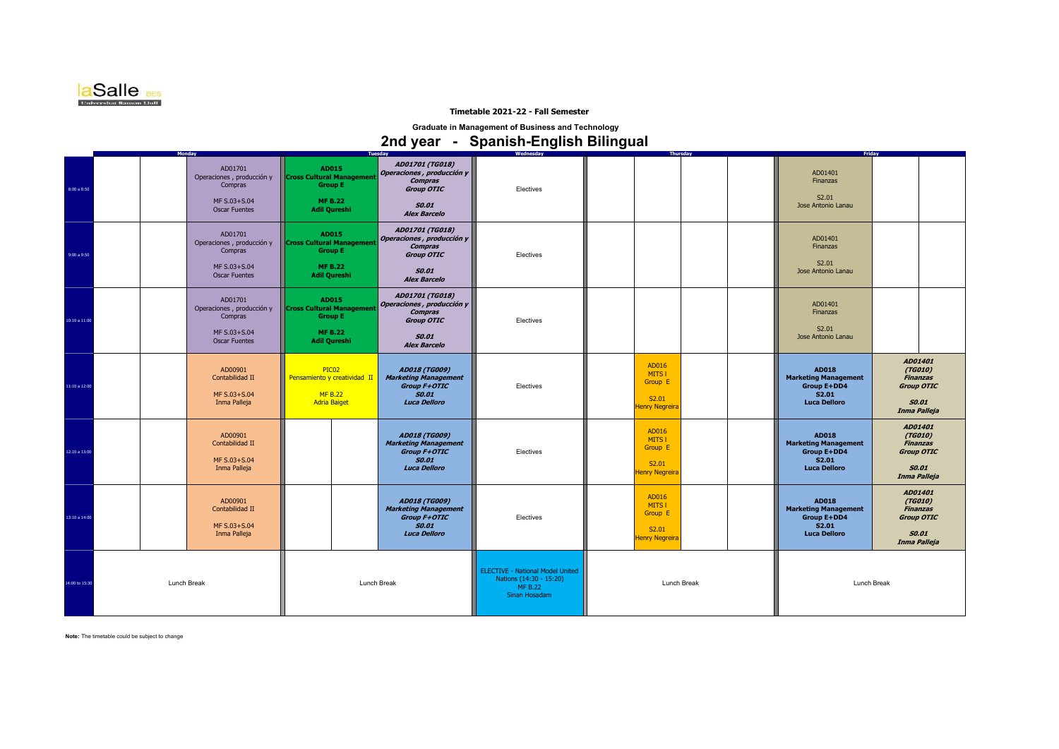**Timetable 2021-22 - Fall Semester**

**Graduate in Management of Business and Technology**

# 2nd year - Spanish-English Bilingual

| | Monday | | | Tuesday | | | Wednesday | Thursday | | | | Friday | | |
|---|---|---|---|---|---|---|---|---|---|---|---|---|---|---|
| 8:00 a 8:50 | | | AD01701 Operaciones , producción y Compras MF S.03+S.04 Oscar Fuentes | **AD015 Cross Cultural Management Group E MF B.22 Adil Qureshi** | | ***AD01701 (TG018) Operaciones , producción y Compras Group OTIC S0.01 Alex Barcelo*** | Electives | | | | | AD01401 Finanzas S2.01 Jose Antonio Lanau | | |
| 9:00 a 9:50 | | | AD01701 Operaciones , producción y Compras MF S.03+S.04 Oscar Fuentes | **AD015 Cross Cultural Management Group E MF B.22 Adil Qureshi** | | ***AD01701 (TG018) Operaciones , producción y Compras Group OTIC S0.01 Alex Barcelo*** | Electives | | | | | AD01401 Finanzas S2.01 Jose Antonio Lanau | | |
| 10:10 a 11:00 | | | AD01701 Operaciones , producción y Compras MF S.03+S.04 Oscar Fuentes | **AD015 Cross Cultural Management Group E MF B.22 Adil Qureshi** | | ***AD01701 (TG018) Operaciones , producción y Compras Group OTIC S0.01 Alex Barcelo*** | Electives | | | | | AD01401 Finanzas S2.01 Jose Antonio Lanau | | |
| 11:10 a 12:00 | | | AD00901 Contabilidad II MF S.03+S.04 Inma Palleja | PIC02 Pensamiento y creatividad II MF B.22 Adria Baiget | | ***AD018 (TG009) Marketing Management Group F+OTIC S0.01 Luca Delloro*** | Electives | | AD016 MITS I Group E S2.01 Henry Negreira | | | **AD018 Marketing Management Group E+DD4 S2.01 Luca Delloro** | ***AD01401 (TG010) Finanzas Group OTIC S0.01 Inma Palleja*** | |
| 12:10 a 13:00 | | | AD00901 Contabilidad II MF S.03+S.04 Inma Palleja | | | ***AD018 (TG009) Marketing Management Group F+OTIC S0.01 Luca Delloro*** | Electives | | AD016 MITS I Group E S2.01 Henry Negreira | | | **AD018 Marketing Management Group E+DD4 S2.01 Luca Delloro** | ***AD01401 (TG010) Finanzas Group OTIC S0.01 Inma Palleja*** | |
| 13:10 a 14:00 | | | AD00901 Contabilidad II MF S.03+S.04 Inma Palleja | | | ***AD018 (TG009) Marketing Management Group F+OTIC S0.01 Luca Delloro*** | Electives | | AD016 MITS I Group E S2.01 Henry Negreira | | | **AD018 Marketing Management Group E+DD4 S2.01 Luca Delloro** | ***AD01401 (TG010) Finanzas Group OTIC S0.01 Inma Palleja*** | |
| 14:00 to 15:30 | Lunch Break | | | Lunch Break | | | ELECTIVE - National Model United Nations (14:30 - 15:20) MF B.22 Sinan Hosadam | Lunch Break | | | | Lunch Break | | |

**Note:** The timetable could be subject to change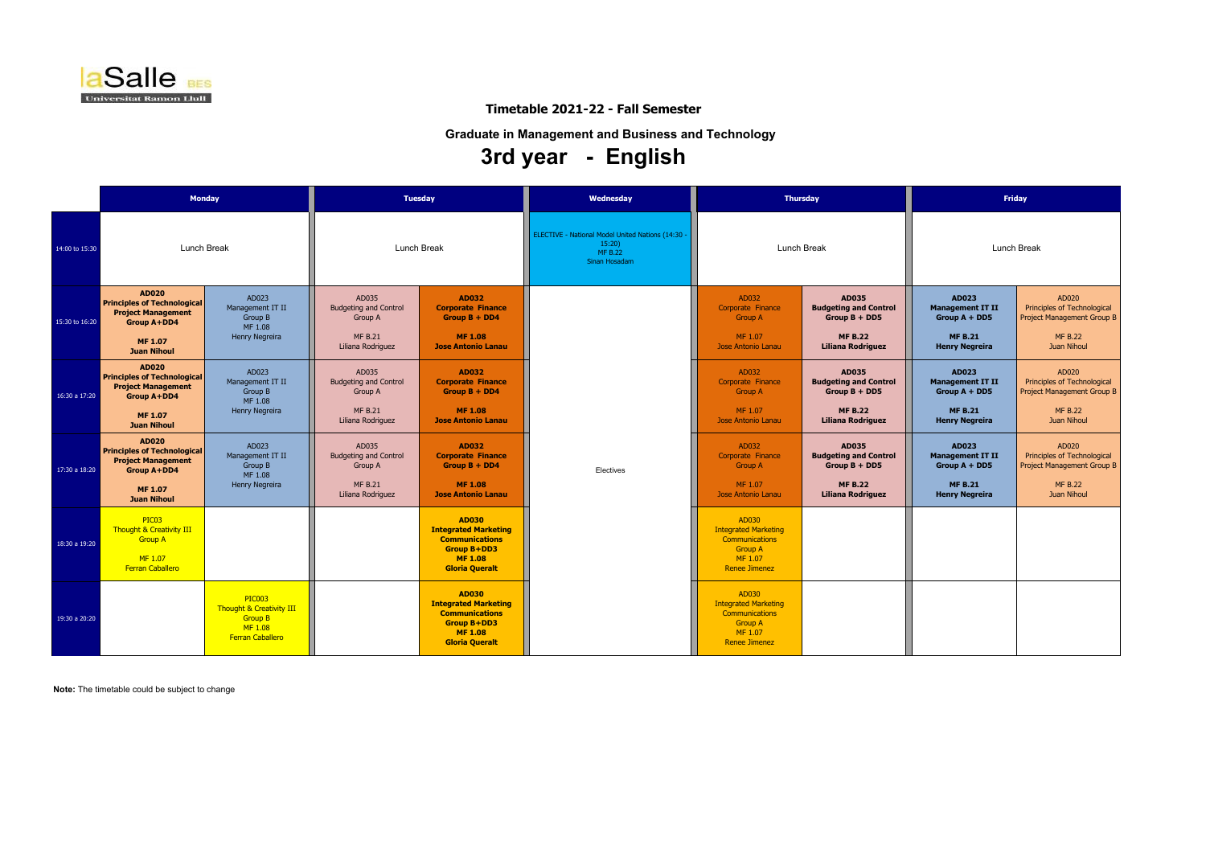laSalle BES
Universitat Ramon Llull

## Timetable 2021-22 - Fall Semester

### Graduate in Management and Business and Technology

# 3rd year - English

| | Monday | | Tuesday | | Wednesday | Thursday | | Friday | |
|---|---|---|---|---|---|---|---|---|---|
| 14:00 to 15:30 | Lunch Break | | Lunch Break | | ELECTIVE - National Model United Nations (14:30 - 15:20) MF B.22 Sinan Hosadam | Lunch Break | | Lunch Break | |
| 15:30 to 16:20 | **AD020 Principles of Technological Project Management Group A+DD4 MF 1.07 Juan Nihoul** | AD023 Management IT II Group B MF 1.08 Henry Negreira | AD035 Budgeting and Control Group A MF B.21 Liliana Rodriguez | **AD032 Corporate Finance Group B + DD4 MF 1.08 Jose Antonio Lanau** | Electives | AD032 Corporate Finance Group A MF 1.07 Jose Antonio Lanau | **AD035 Budgeting and Control Group B + DD5 MF B.22 Liliana Rodriguez** | **AD023 Management IT II Group A + DD5 MF B.21 Henry Negreira** | AD020 Principles of Technological Project Management Group B MF B.22 Juan Nihoul |
| 16:30 a 17:20 | **AD020 Principles of Technological Project Management Group A+DD4 MF 1.07 Juan Nihoul** | AD023 Management IT II Group B MF 1.08 Henry Negreira | AD035 Budgeting and Control Group A MF B.21 Liliana Rodriguez | **AD032 Corporate Finance Group B + DD4 MF 1.08 Jose Antonio Lanau** | Electives | AD032 Corporate Finance Group A MF 1.07 Jose Antonio Lanau | **AD035 Budgeting and Control Group B + DD5 MF B.22 Liliana Rodriguez** | **AD023 Management IT II Group A + DD5 MF B.21 Henry Negreira** | AD020 Principles of Technological Project Management Group B MF B.22 Juan Nihoul |
| 17:30 a 18:20 | **AD020 Principles of Technological Project Management Group A+DD4 MF 1.07 Juan Nihoul** | AD023 Management IT II Group B MF 1.08 Henry Negreira | AD035 Budgeting and Control Group A MF B.21 Liliana Rodriguez | **AD032 Corporate Finance Group B + DD4 MF 1.08 Jose Antonio Lanau** | Electives | AD032 Corporate Finance Group A MF 1.07 Jose Antonio Lanau | **AD035 Budgeting and Control Group B + DD5 MF B.22 Liliana Rodriguez** | **AD023 Management IT II Group A + DD5 MF B.21 Henry Negreira** | AD020 Principles of Technological Project Management Group B MF B.22 Juan Nihoul |
| 18:30 a 19:20 | PIC03 Thought & Creativity III Group A MF 1.07 Ferran Caballero | | | **AD030 Integrated Marketing Communications Group B+DD3 MF 1.08 Gloria Queralt** | Electives | AD030 Integrated Marketing Communications Group A MF 1.07 Renee Jimenez | | | |
| 19:30 a 20:20 | | PIC003 Thought & Creativity III Group B MF 1.08 Ferran Caballero | | **AD030 Integrated Marketing Communications Group B+DD3 MF 1.08 Gloria Queralt** | Electives | AD030 Integrated Marketing Communications Group A MF 1.07 Renee Jimenez | | | |

**Note:** The timetable could be subject to change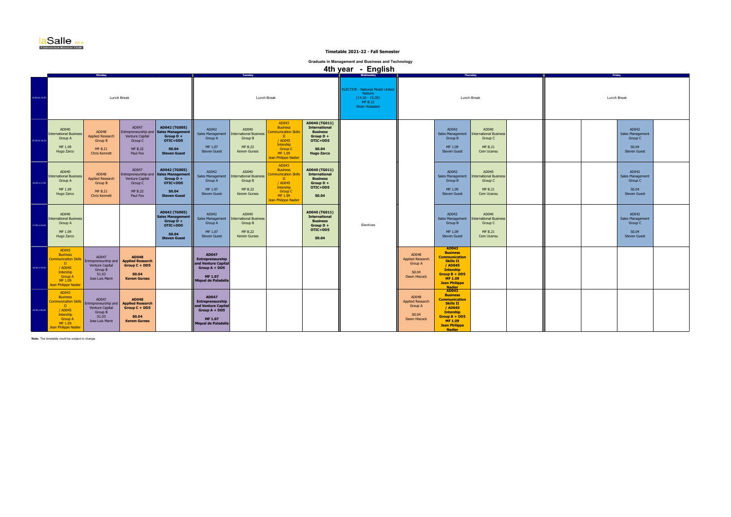**Timetable 2021-22 - Fall Semester**

**Graduate in Management and Business and Technology**

# 4th year - English

| Time | Monday | | | | Tuesday | | | | Wednesday | Thursday | | | | Friday | | | |
|---|---|---|---|---|---|---|---|---|---|---|---|---|---|---|---|---|---|
| 14:00 to 15:30 | Lunch Break | | | | Lunch Break | | | | ELECTIVE - National Model United Nations (14:30 - 15:20) MF B.22 Sinan Hosadam | Lunch Break | | | | Lunch Break | | | |
| 15:30 to 16:20 | AD040 International Business Group A MF 1.09 Hugo Zarco | AD048 Applied Research Group B MF B.21 Chris Kennett | AD047 Entrepreneurship and Venture Capital Group C MF B.22 Paul Fox | **AD042 (TG005) Sales Management Group D + OTIC+DD5 S0.04 Steven Guest** | AD042 Sales Management Group A MF 1.07 Steven Guest | AD040 International Business Group B MF B.22 Kerem Gurses | AD043 Business Communication Skills II / AD045 Intership Group C MF 1.09 Jean Philippe Nadier | **AD040 (TG011) International Business Group D + OTIC+DD5 S0.04 Hugo Zarco** | | | AD042 Sales Management Group B MF 1.09 Steven Guest | AD040 International Business Group C MF B.21 Cem Ucansu | | | | AD042 Sales Management Group C S0.04 Steven Guest | |
| 16:30 to 17:20 | AD040 International Business Group A MF 1.09 Hugo Zarco | AD048 Applied Research Group B MF B.21 Chris Kennett | AD047 Entrepreneurship and Venture Capital Group C MF B.22 Paul Fox | **AD042 (TG005) Sales Management Group D + OTIC+DD5 S0.04 Steven Guest** | AD042 Sales Management Group A MF 1.07 Steven Guest | AD040 International Business Group B MF B.22 Kerem Gurses | AD043 Business Communication Skills II / AD045 Intership Group C MF 1.09 Jean Philippe Nadier | **AD040 (TG011) International Business Group D + OTIC+DD5 S0.04** | | | AD042 Sales Management Group B MF 1.09 Steven Guest | AD040 International Business Group C MF B.21 Cem Ucansu | | | | AD042 Sales Management Group C S0.04 Steven Guest | |
| 17:30 to 18:20 | AD040 International Business Group A MF 1.09 Hugo Zarco | | | **AD042 (TG005) Sales Management Group D + OTIC+DD5 S0.04 Steven Guest** | AD042 Sales Management Group A MF 1.07 Steven Guest | AD040 International Business Group B MF B.22 Kerem Gurses | | **AD040 (TG011) International Business Group D + OTIC+DD5 S0.04** | Electives | | AD042 Sales Management Group B MF 1.09 Steven Guest | AD040 International Business Group C MF B.21 Cem Ucansu | | | | AD042 Sales Management Group C S0.04 Steven Guest | |
| 18:30 to 19:20 | AD043 Business Communication Skills II / AD045 Intership Group A MF 1.09 Jean Philippe Nadier | AD047 Entrepreneurship and Venture Capital Group B S1.03 Jose Luis Marin | **AD048 Applied Research Group C + DD5 S0.04 Kerem Gurses** | | **AD047 Entrepreneurship and Venture Capital Group A + DD5 MF 1.07 Miquel de Paladella** | | | | | AD048 Applied Research Group A S0.04 Dawn Hiscock | **AD043 Business Communication Skills II / AD045 Intership Group B + DD5 MF 1.09 Jean Philippe Nadier** | | | | | | |
| 19:30 to 20:20 | AD043 Business Communication Skills II / AD045 Intership Group A MF 1.09 Jean Philippe Nadier | AD047 Entrepreneurship and Venture Capital Group B S1.03 Jose Luis Marin | **AD048 Applied Research Group C + DD5 S0.04 Kerem Gurses** | | **AD047 Entrepreneurship and Venture Capital Group A + DD5 MF 1.07 Miquel de Paladella** | | | | | AD048 Applied Research Group A S0.04 Dawn Hiscock | **AD043 Business Communication Skills II / AD045 Intership Group B + DD5 MF 1.09 Jean Philippe Nadier** | | | | | | |

**Note:** The timetable could be subject to change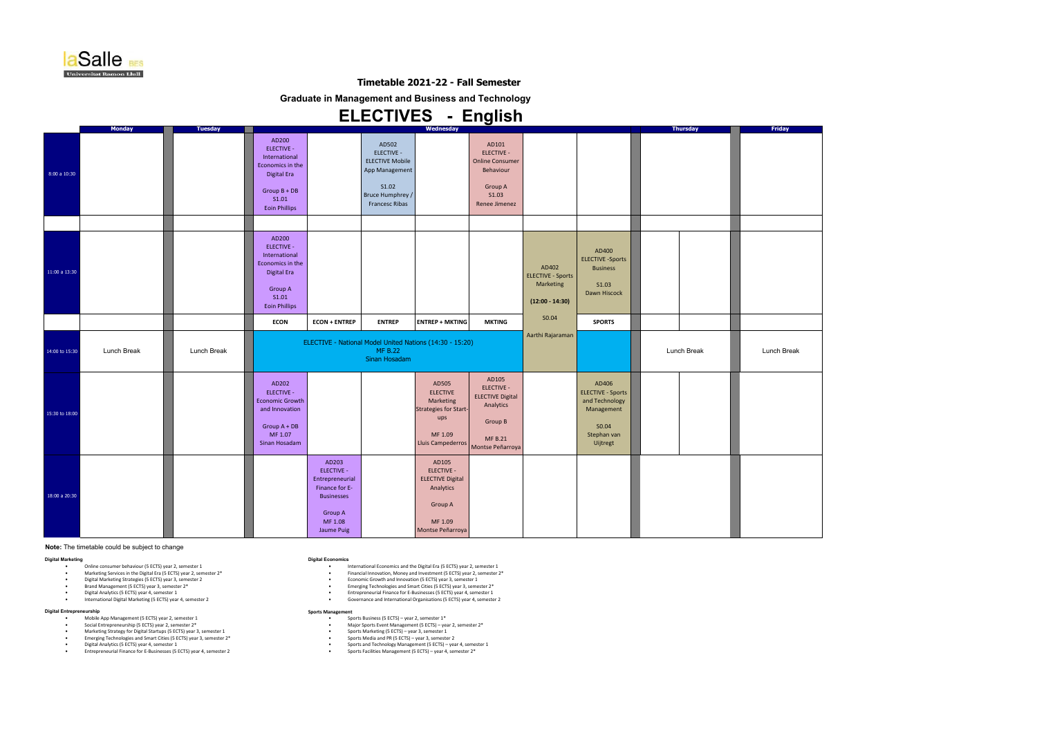**Timetable 2021-22 - Fall Semester**

**Graduate in Management and Business and Technology**

# ELECTIVES - English

| | Monday | Tuesday | Wednesday | | | | | | | | Thursday | | Friday |
|---|---|---|---|---|---|---|---|---|---|---|---|---|---|
| 8:00 a 10:30 | | | AD200 ELECTIVE - International Economics in the Digital Era<br>Group B + DB<br>S1.01<br>Eoin Phillips | | AD502 ELECTIVE - ELECTIVE Mobile App Management<br>S1.02<br>Bruce Humphrey / Francesc Ribas | | AD101 ELECTIVE - Online Consumer Behaviour<br>Group A<br>S1.03<br>Renee Jimenez | | | | | | |
| | | | | | | | | | | | | | |
| 11:00 a 13:30 | | | AD200 ELECTIVE - International Economics in the Digital Era<br>Group A<br>S1.01<br>Eoin Phillips | | | | | AD402 ELECTIVE - Sports Marketing<br>(12:00 - 14:30)<br>S0.04<br>Aarthi Rajaraman | AD400 ELECTIVE -Sports Business<br>S1.03<br>Dawn Hiscock | | | | |
| | | | ECON | ECON + ENTREP | ENTREP | ENTREP + MKTING | MKTING | | SPORTS | | | | |
| 14:00 to 15:30 | Lunch Break | Lunch Break | ELECTIVE - National Model United Nations (14:30 - 15:20)<br>MF B.22<br>Sinan Hosadam | | | | | | | | Lunch Break | | Lunch Break |
| 15:30 to 18:00 | | | AD202 ELECTIVE - Economic Growth and Innovation<br>Group A + DB<br>MF 1.07<br>Sinan Hosadam | | | AD505 ELECTIVE Marketing Strategies for Start-ups<br>MF 1.09<br>Lluis Campederros | AD105 ELECTIVE - ELECTIVE Digital Analytics<br>Group B<br>MF B.21<br>Montse Peñarroya | | AD406 ELECTIVE - Sports and Technology Management<br>S0.04<br>Stephan van Uijtregt | | | | |
| 18:00 a 20:30 | | | | AD203 ELECTIVE - Entrepreneurial Finance for E-Businesses<br>Group A<br>MF 1.08<br>Jaume Puig | | AD105 ELECTIVE - ELECTIVE Digital Analytics<br>Group A<br>MF 1.09<br>Montse Peñarroya | | | | | | | |

**Note:** The timetable could be subject to change

**Digital Marketing**
- Online consumer behaviour (5 ECTS) year 2, semester 1
- Marketing Services in the Digital Era (5 ECTS) year 2, semester 2*
- Digital Marketing Strategies (5 ECTS) year 3, semester 2
- Brand Management (5 ECTS) year 3, semester 2*
- Digital Analytics (5 ECTS) year 4, semester 1
- International Digital Marketing (5 ECTS) year 4, semester 2

**Digital Entrepreneurship**
- Mobile App Management (5 ECTS) year 2, semester 1
- Social Entrepreneurship (5 ECTS) year 2, semester 2*
- Marketing Strategy for Digital Startups (5 ECTS) year 3, semester 1
- Emerging Technologies and Smart Cities (5 ECTS) year 3, semester 2*
- Digital Analytics (5 ECTS) year 4, semester 1
- Entrepreneurial Finance for E-Businesses (5 ECTS) year 4, semester 2

**Digital Economics**
- International Economics and the Digital Era (5 ECTS) year 2, semester 1
- Financial Innovation, Money and Investment (5 ECTS) year 2, semester 2*
- Economic Growth and Innovation (5 ECTS) year 3, semester 1
- Emerging Technologies and Smart Cities (5 ECTS) year 3, semester 2*
- Entrepreneurial Finance for E-Businesses (5 ECTS) year 4, semester 1
- Governance and International Organisations (5 ECTS) year 4, semester 2

**Sports Management**
- Sports Business (5 ECTS) – year 2, semester 1*
- Major Sports Event Management (5 ECTS) – year 2, semester 2*
- Sports Marketing (5 ECTS) – year 3, semester 1
- Sports Media and PR (5 ECTS) – year 3, semester 2
- Sports and Technology Management (5 ECTS) – year 4, semester 1
- Sports Facilities Management (5 ECTS) – year 4, semester 2*